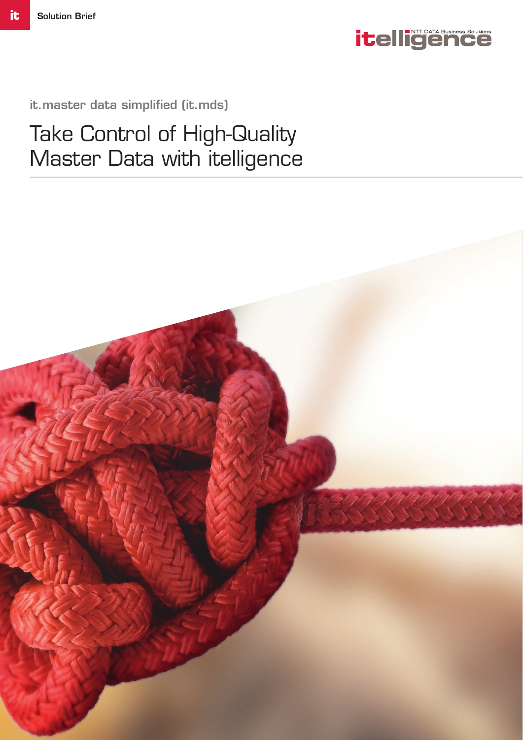Solution Brief

it.master data simplified (it.mds)

# Take Control of High-Quality Master Data with itelligence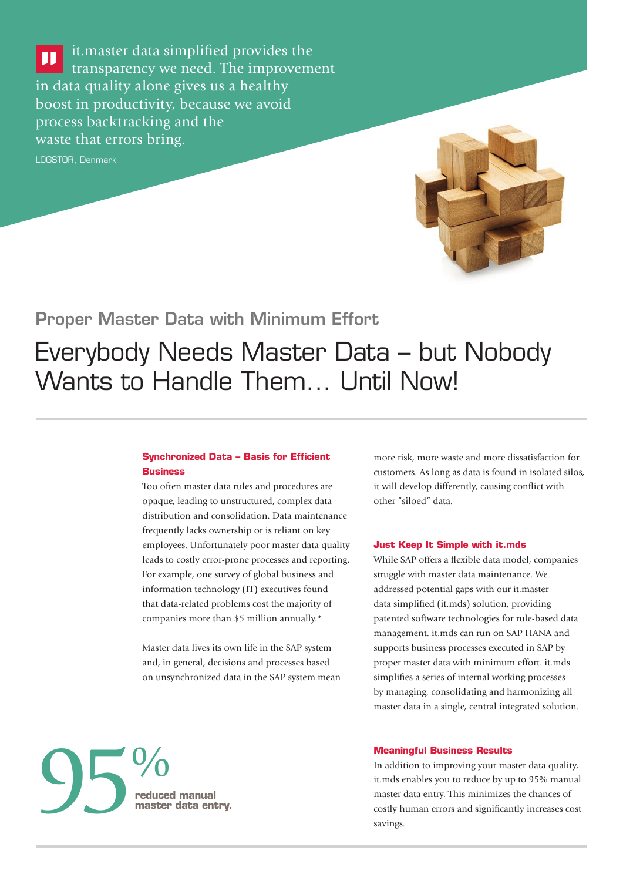> it.master data simplified provides the transparency we need. The improvement in data quality alone gives us a healthy boost in productivity, because we avoid process backtracking and the waste that errors bring.
>
> LOGSTOR, Denmark

## Proper Master Data with Minimum Effort

# Everybody Needs Master Data – but Nobody Wants to Handle Them… Until Now!

### Synchronized Data – Basis for Efficient Business

Too often master data rules and procedures are opaque, leading to unstructured, complex data distribution and consolidation. Data maintenance frequently lacks ownership or is reliant on key employees. Unfortunately poor master data quality leads to costly error-prone processes and reporting. For example, one survey of global business and information technology (IT) executives found that data-related problems cost the majority of companies more than $5 million annually.*

Master data lives its own life in the SAP system and, in general, decisions and processes based on unsynchronized data in the SAP system mean more risk, more waste and more dissatisfaction for customers. As long as data is found in isolated silos, it will develop differently, causing conflict with other "siloed" data.

### Just Keep It Simple with it.mds

While SAP offers a flexible data model, companies struggle with master data maintenance. We addressed potential gaps with our it.master data simplified (it.mds) solution, providing patented software technologies for rule-based data management. it.mds can run on SAP HANA and supports business processes executed in SAP by proper master data with minimum effort. it.mds simplifies a series of internal working processes by managing, consolidating and harmonizing all master data in a single, central integrated solution.

**95% reduced manual master data entry.**

### Meaningful Business Results

In addition to improving your master data quality, it.mds enables you to reduce by up to 95% manual master data entry. This minimizes the chances of costly human errors and significantly increases cost savings.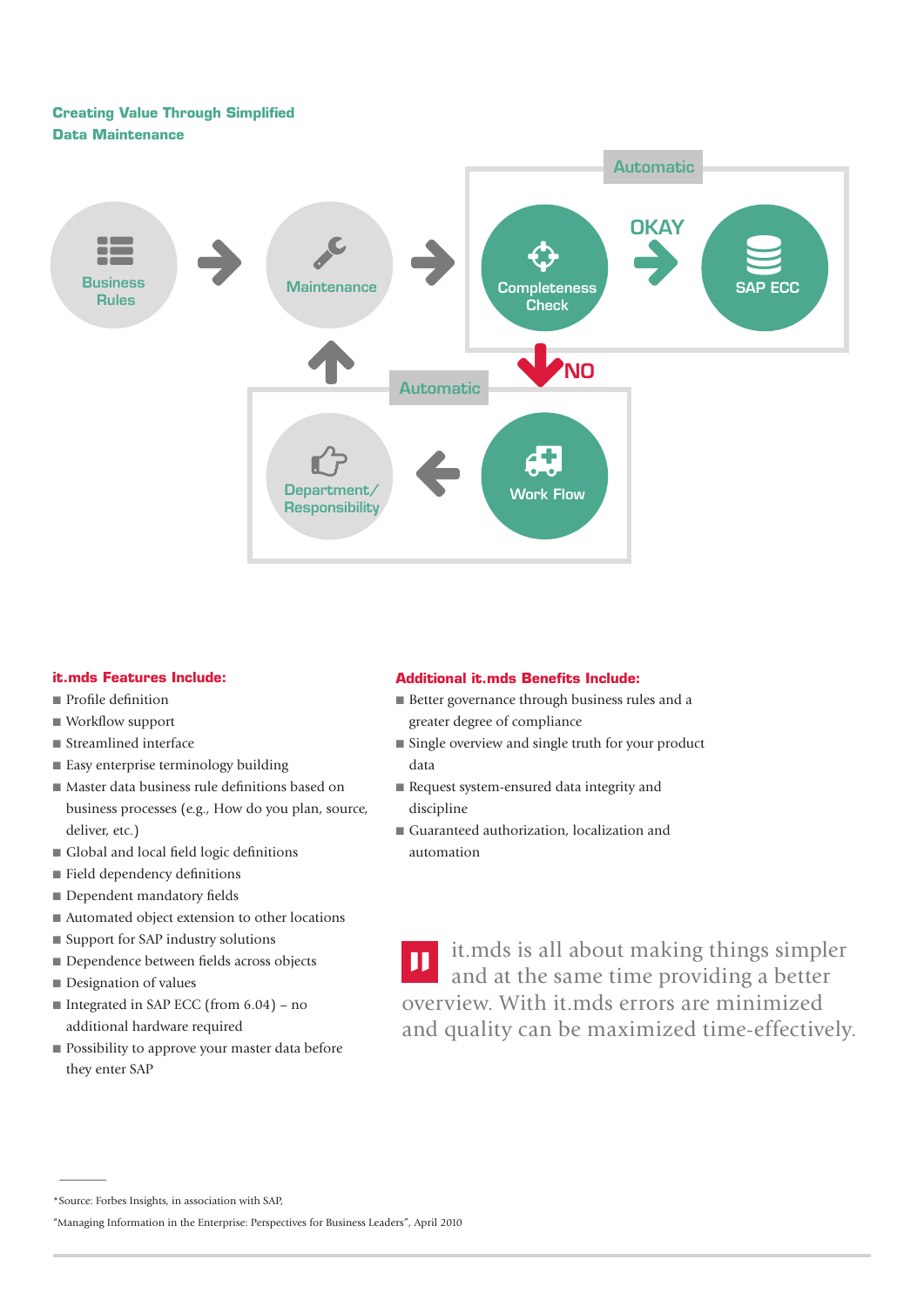## Creating Value Through Simplified Data Maintenance

Business Rules → Maintenance → Completeness Check → OKAY → SAP ECC

Automatic

NO

Automatic

Work Flow → Department/ Responsibility → Maintenance

### it.mds Features Include:

- Profile definition
- Workflow support
- Streamlined interface
- Easy enterprise terminology building
- Master data business rule definitions based on business processes (e.g., How do you plan, source, deliver, etc.)
- Global and local field logic definitions
- Field dependency definitions
- Dependent mandatory fields
- Automated object extension to other locations
- Support for SAP industry solutions
- Dependence between fields across objects
- Designation of values
- Integrated in SAP ECC (from 6.04) – no additional hardware required
- Possibility to approve your master data before they enter SAP

### Additional it.mds Benefits Include:

- Better governance through business rules and a greater degree of compliance
- Single overview and single truth for your product data
- Request system-ensured data integrity and discipline
- Guaranteed authorization, localization and automation

> it.mds is all about making things simpler and at the same time providing a better overview. With it.mds errors are minimized and quality can be maximized time-effectively.

---

*Source: Forbes Insights, in association with SAP, "Managing Information in the Enterprise: Perspectives for Business Leaders", April 2010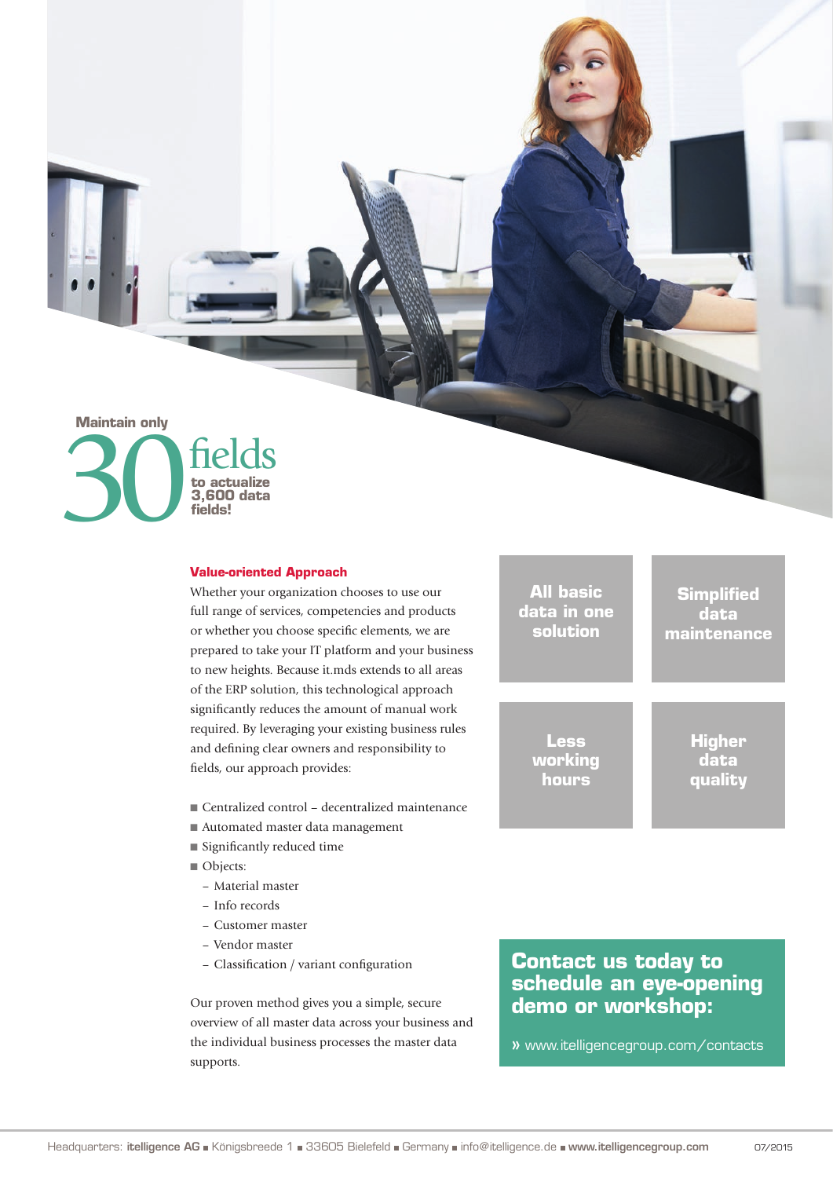Maintain only **30** fields **to actualize 3,600 data fields!**

**Value-oriented Approach**

Whether your organization chooses to use our full range of services, competencies and products or whether you choose specific elements, we are prepared to take your IT platform and your business to new heights. Because it.mds extends to all areas of the ERP solution, this technological approach significantly reduces the amount of manual work required. By leveraging your existing business rules and defining clear owners and responsibility to fields, our approach provides:

- Centralized control – decentralized maintenance
- Automated master data management
- Significantly reduced time
- Objects:
  - Material master
  - Info records
  - Customer master
  - Vendor master
  - Classification / variant configuration

Our proven method gives you a simple, secure overview of all master data across your business and the individual business processes the master data supports.

**All basic data in one solution**

**Simplified data maintenance**

**Less working hours**

**Higher data quality**

**Contact us today to schedule an eye-opening demo or workshop:**

» www.itelligencegroup.com/contacts

Headquarters: **itelligence AG** ■ Königsbreede 1 ■ 33605 Bielefeld ■ Germany ■ info@itelligence.de ■ **www.itelligencegroup.com** 07/2015